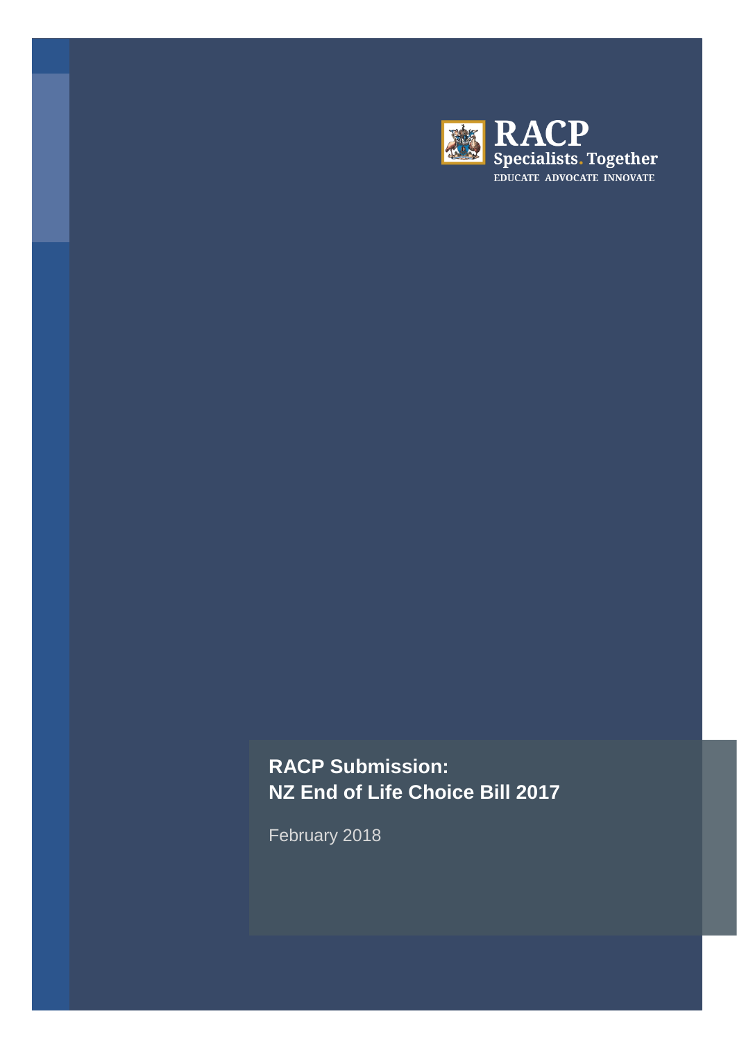RACP
Specialists. Together
EDUCATE ADVOCATE INNOVATE

# RACP Submission: NZ End of Life Choice Bill 2017

February 2018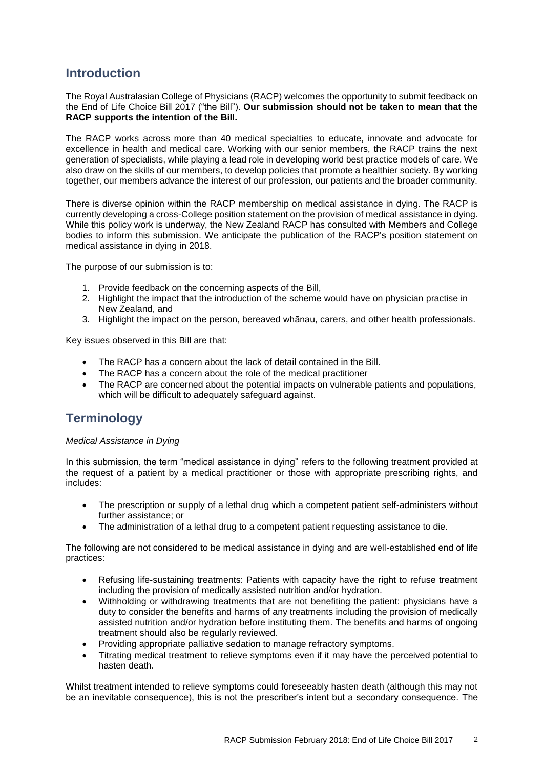## Introduction

The Royal Australasian College of Physicians (RACP) welcomes the opportunity to submit feedback on the End of Life Choice Bill 2017 ("the Bill"). **Our submission should not be taken to mean that the RACP supports the intention of the Bill.**

The RACP works across more than 40 medical specialties to educate, innovate and advocate for excellence in health and medical care. Working with our senior members, the RACP trains the next generation of specialists, while playing a lead role in developing world best practice models of care. We also draw on the skills of our members, to develop policies that promote a healthier society. By working together, our members advance the interest of our profession, our patients and the broader community.

There is diverse opinion within the RACP membership on medical assistance in dying. The RACP is currently developing a cross-College position statement on the provision of medical assistance in dying. While this policy work is underway, the New Zealand RACP has consulted with Members and College bodies to inform this submission. We anticipate the publication of the RACP's position statement on medical assistance in dying in 2018.

The purpose of our submission is to:

1. Provide feedback on the concerning aspects of the Bill,
2. Highlight the impact that the introduction of the scheme would have on physician practise in New Zealand, and
3. Highlight the impact on the person, bereaved whānau, carers, and other health professionals.

Key issues observed in this Bill are that:

- The RACP has a concern about the lack of detail contained in the Bill.
- The RACP has a concern about the role of the medical practitioner
- The RACP are concerned about the potential impacts on vulnerable patients and populations, which will be difficult to adequately safeguard against.

## Terminology

*Medical Assistance in Dying*

In this submission, the term "medical assistance in dying" refers to the following treatment provided at the request of a patient by a medical practitioner or those with appropriate prescribing rights, and includes:

- The prescription or supply of a lethal drug which a competent patient self-administers without further assistance; or
- The administration of a lethal drug to a competent patient requesting assistance to die.

The following are not considered to be medical assistance in dying and are well-established end of life practices:

- Refusing life-sustaining treatments: Patients with capacity have the right to refuse treatment including the provision of medically assisted nutrition and/or hydration.
- Withholding or withdrawing treatments that are not benefiting the patient: physicians have a duty to consider the benefits and harms of any treatments including the provision of medically assisted nutrition and/or hydration before instituting them. The benefits and harms of ongoing treatment should also be regularly reviewed.
- Providing appropriate palliative sedation to manage refractory symptoms.
- Titrating medical treatment to relieve symptoms even if it may have the perceived potential to hasten death.

Whilst treatment intended to relieve symptoms could foreseeably hasten death (although this may not be an inevitable consequence), this is not the prescriber's intent but a secondary consequence. The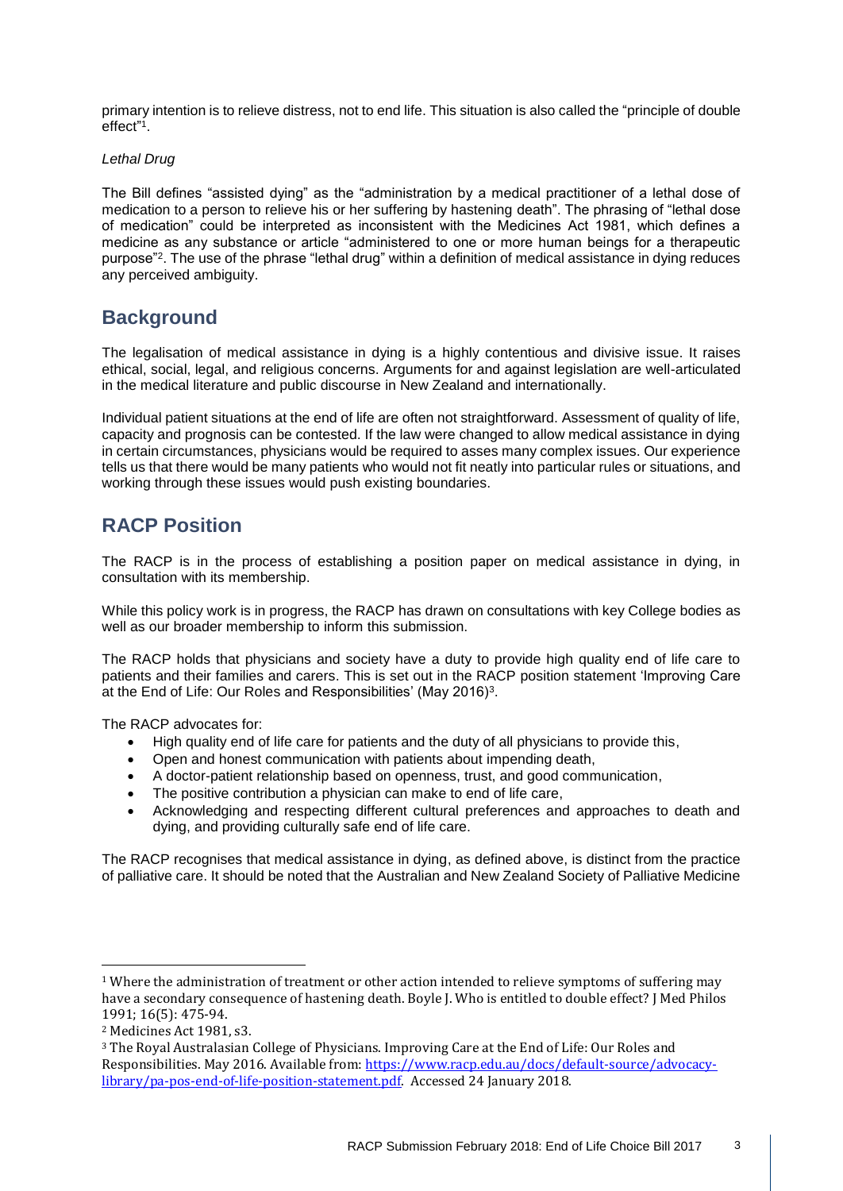primary intention is to relieve distress, not to end life. This situation is also called the "principle of double effect"[1].

*Lethal Drug*

The Bill defines "assisted dying" as the "administration by a medical practitioner of a lethal dose of medication to a person to relieve his or her suffering by hastening death". The phrasing of "lethal dose of medication" could be interpreted as inconsistent with the Medicines Act 1981, which defines a medicine as any substance or article "administered to one or more human beings for a therapeutic purpose"[2]. The use of the phrase "lethal drug" within a definition of medical assistance in dying reduces any perceived ambiguity.

## Background

The legalisation of medical assistance in dying is a highly contentious and divisive issue. It raises ethical, social, legal, and religious concerns. Arguments for and against legislation are well-articulated in the medical literature and public discourse in New Zealand and internationally.

Individual patient situations at the end of life are often not straightforward. Assessment of quality of life, capacity and prognosis can be contested. If the law were changed to allow medical assistance in dying in certain circumstances, physicians would be required to asses many complex issues. Our experience tells us that there would be many patients who would not fit neatly into particular rules or situations, and working through these issues would push existing boundaries.

## RACP Position

The RACP is in the process of establishing a position paper on medical assistance in dying, in consultation with its membership.

While this policy work is in progress, the RACP has drawn on consultations with key College bodies as well as our broader membership to inform this submission.

The RACP holds that physicians and society have a duty to provide high quality end of life care to patients and their families and carers. This is set out in the RACP position statement 'Improving Care at the End of Life: Our Roles and Responsibilities' (May 2016)[3].

The RACP advocates for:

- High quality end of life care for patients and the duty of all physicians to provide this,
- Open and honest communication with patients about impending death,
- A doctor-patient relationship based on openness, trust, and good communication,
- The positive contribution a physician can make to end of life care,
- Acknowledging and respecting different cultural preferences and approaches to death and dying, and providing culturally safe end of life care.

The RACP recognises that medical assistance in dying, as defined above, is distinct from the practice of palliative care. It should be noted that the Australian and New Zealand Society of Palliative Medicine

---

[1] Where the administration of treatment or other action intended to relieve symptoms of suffering may have a secondary consequence of hastening death. Boyle J. Who is entitled to double effect? J Med Philos 1991; 16(5): 475-94.

[2] Medicines Act 1981, s3.

[3] The Royal Australasian College of Physicians. Improving Care at the End of Life: Our Roles and Responsibilities. May 2016. Available from: https://www.racp.edu.au/docs/default-source/advocacy-library/pa-pos-end-of-life-position-statement.pdf. Accessed 24 January 2018.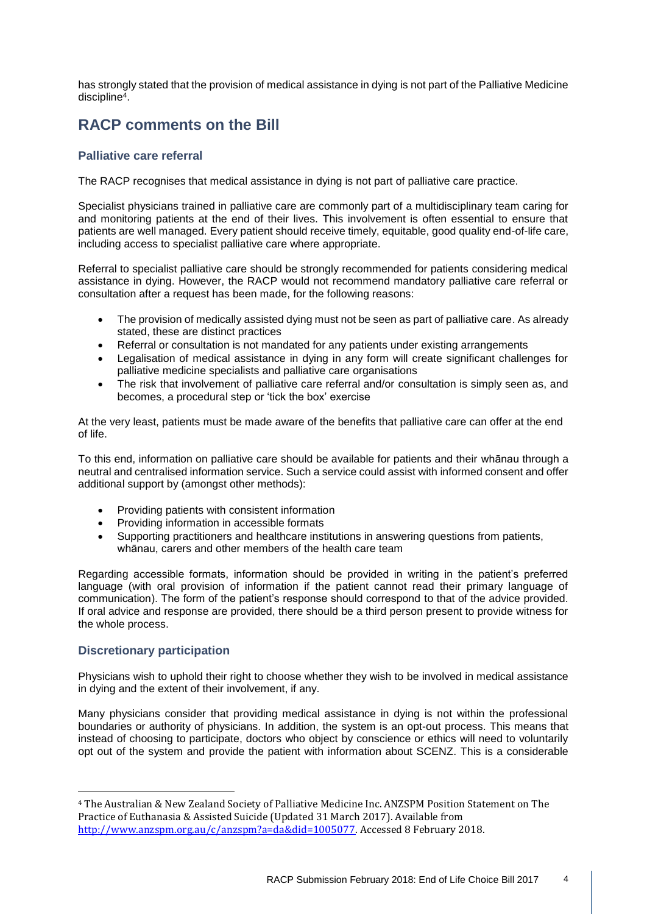has strongly stated that the provision of medical assistance in dying is not part of the Palliative Medicine discipline[4].

## RACP comments on the Bill

### Palliative care referral

The RACP recognises that medical assistance in dying is not part of palliative care practice.

Specialist physicians trained in palliative care are commonly part of a multidisciplinary team caring for and monitoring patients at the end of their lives. This involvement is often essential to ensure that patients are well managed. Every patient should receive timely, equitable, good quality end-of-life care, including access to specialist palliative care where appropriate.

Referral to specialist palliative care should be strongly recommended for patients considering medical assistance in dying. However, the RACP would not recommend mandatory palliative care referral or consultation after a request has been made, for the following reasons:

- The provision of medically assisted dying must not be seen as part of palliative care. As already stated, these are distinct practices
- Referral or consultation is not mandated for any patients under existing arrangements
- Legalisation of medical assistance in dying in any form will create significant challenges for palliative medicine specialists and palliative care organisations
- The risk that involvement of palliative care referral and/or consultation is simply seen as, and becomes, a procedural step or 'tick the box' exercise

At the very least, patients must be made aware of the benefits that palliative care can offer at the end of life.

To this end, information on palliative care should be available for patients and their whānau through a neutral and centralised information service. Such a service could assist with informed consent and offer additional support by (amongst other methods):

- Providing patients with consistent information
- Providing information in accessible formats
- Supporting practitioners and healthcare institutions in answering questions from patients, whānau, carers and other members of the health care team

Regarding accessible formats, information should be provided in writing in the patient's preferred language (with oral provision of information if the patient cannot read their primary language of communication). The form of the patient's response should correspond to that of the advice provided. If oral advice and response are provided, there should be a third person present to provide witness for the whole process.

### Discretionary participation

Physicians wish to uphold their right to choose whether they wish to be involved in medical assistance in dying and the extent of their involvement, if any.

Many physicians consider that providing medical assistance in dying is not within the professional boundaries or authority of physicians. In addition, the system is an opt-out process. This means that instead of choosing to participate, doctors who object by conscience or ethics will need to voluntarily opt out of the system and provide the patient with information about SCENZ. This is a considerable

[4] The Australian & New Zealand Society of Palliative Medicine Inc. ANZSPM Position Statement on The Practice of Euthanasia & Assisted Suicide (Updated 31 March 2017). Available from http://www.anzspm.org.au/c/anzspm?a=da&did=1005077. Accessed 8 February 2018.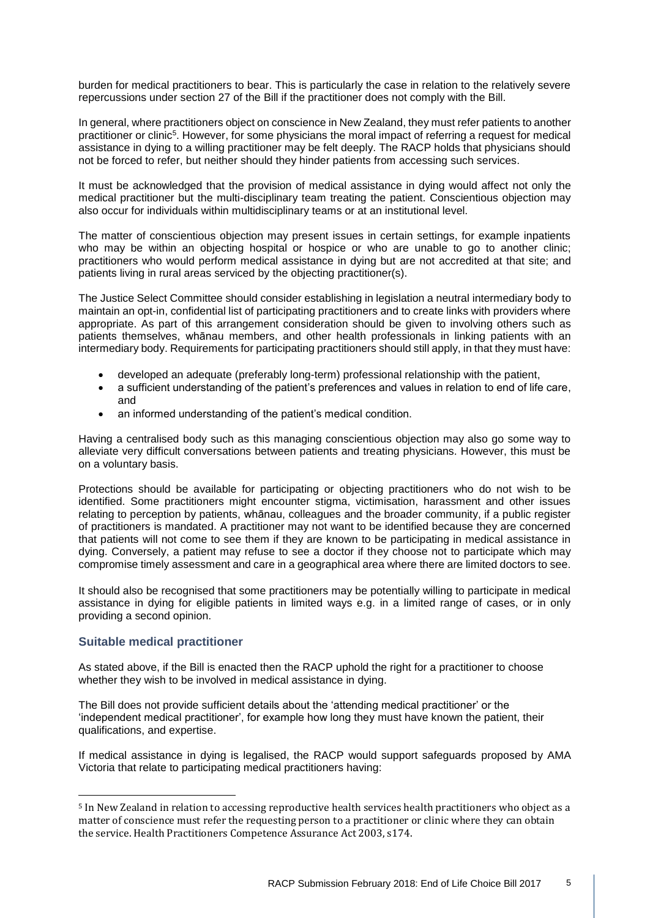burden for medical practitioners to bear. This is particularly the case in relation to the relatively severe repercussions under section 27 of the Bill if the practitioner does not comply with the Bill.

In general, where practitioners object on conscience in New Zealand, they must refer patients to another practitioner or clinic[5]. However, for some physicians the moral impact of referring a request for medical assistance in dying to a willing practitioner may be felt deeply. The RACP holds that physicians should not be forced to refer, but neither should they hinder patients from accessing such services.

It must be acknowledged that the provision of medical assistance in dying would affect not only the medical practitioner but the multi-disciplinary team treating the patient. Conscientious objection may also occur for individuals within multidisciplinary teams or at an institutional level.

The matter of conscientious objection may present issues in certain settings, for example inpatients who may be within an objecting hospital or hospice or who are unable to go to another clinic; practitioners who would perform medical assistance in dying but are not accredited at that site; and patients living in rural areas serviced by the objecting practitioner(s).

The Justice Select Committee should consider establishing in legislation a neutral intermediary body to maintain an opt-in, confidential list of participating practitioners and to create links with providers where appropriate. As part of this arrangement consideration should be given to involving others such as patients themselves, whānau members, and other health professionals in linking patients with an intermediary body. Requirements for participating practitioners should still apply, in that they must have:

- developed an adequate (preferably long-term) professional relationship with the patient,
- a sufficient understanding of the patient's preferences and values in relation to end of life care, and
- an informed understanding of the patient's medical condition.

Having a centralised body such as this managing conscientious objection may also go some way to alleviate very difficult conversations between patients and treating physicians. However, this must be on a voluntary basis.

Protections should be available for participating or objecting practitioners who do not wish to be identified. Some practitioners might encounter stigma, victimisation, harassment and other issues relating to perception by patients, whānau, colleagues and the broader community, if a public register of practitioners is mandated. A practitioner may not want to be identified because they are concerned that patients will not come to see them if they are known to be participating in medical assistance in dying. Conversely, a patient may refuse to see a doctor if they choose not to participate which may compromise timely assessment and care in a geographical area where there are limited doctors to see.

It should also be recognised that some practitioners may be potentially willing to participate in medical assistance in dying for eligible patients in limited ways e.g. in a limited range of cases, or in only providing a second opinion.

### Suitable medical practitioner

As stated above, if the Bill is enacted then the RACP uphold the right for a practitioner to choose whether they wish to be involved in medical assistance in dying.

The Bill does not provide sufficient details about the 'attending medical practitioner' or the 'independent medical practitioner', for example how long they must have known the patient, their qualifications, and expertise.

If medical assistance in dying is legalised, the RACP would support safeguards proposed by AMA Victoria that relate to participating medical practitioners having:

---

[5] In New Zealand in relation to accessing reproductive health services health practitioners who object as a matter of conscience must refer the requesting person to a practitioner or clinic where they can obtain the service. Health Practitioners Competence Assurance Act 2003, s174.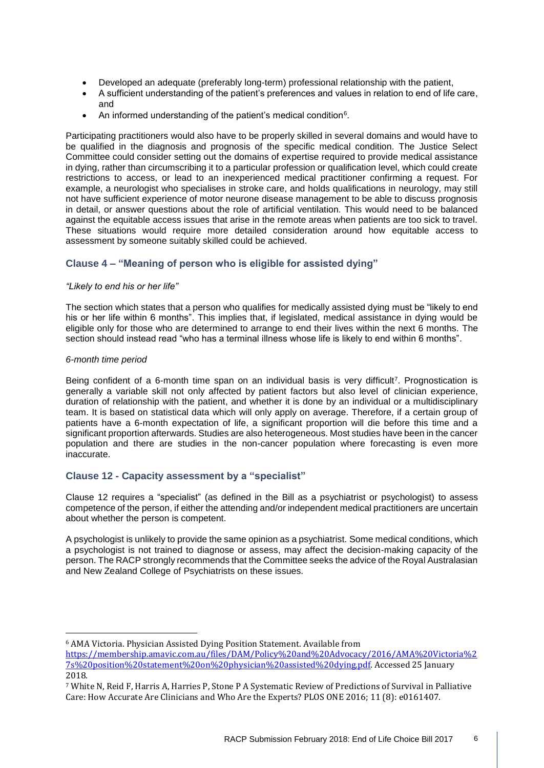- Developed an adequate (preferably long-term) professional relationship with the patient,
- A sufficient understanding of the patient's preferences and values in relation to end of life care, and
- An informed understanding of the patient's medical condition[6].

Participating practitioners would also have to be properly skilled in several domains and would have to be qualified in the diagnosis and prognosis of the specific medical condition. The Justice Select Committee could consider setting out the domains of expertise required to provide medical assistance in dying, rather than circumscribing it to a particular profession or qualification level, which could create restrictions to access, or lead to an inexperienced medical practitioner confirming a request. For example, a neurologist who specialises in stroke care, and holds qualifications in neurology, may still not have sufficient experience of motor neurone disease management to be able to discuss prognosis in detail, or answer questions about the role of artificial ventilation. This would need to be balanced against the equitable access issues that arise in the remote areas when patients are too sick to travel. These situations would require more detailed consideration around how equitable access to assessment by someone suitably skilled could be achieved.

## Clause 4 – "Meaning of person who is eligible for assisted dying"

*"Likely to end his or her life"*

The section which states that a person who qualifies for medically assisted dying must be "likely to end his or her life within 6 months". This implies that, if legislated, medical assistance in dying would be eligible only for those who are determined to arrange to end their lives within the next 6 months. The section should instead read "who has a terminal illness whose life is likely to end within 6 months".

*6-month time period*

Being confident of a 6-month time span on an individual basis is very difficult[7]. Prognostication is generally a variable skill not only affected by patient factors but also level of clinician experience, duration of relationship with the patient, and whether it is done by an individual or a multidisciplinary team. It is based on statistical data which will only apply on average. Therefore, if a certain group of patients have a 6-month expectation of life, a significant proportion will die before this time and a significant proportion afterwards. Studies are also heterogeneous. Most studies have been in the cancer population and there are studies in the non-cancer population where forecasting is even more inaccurate.

## Clause 12 - Capacity assessment by a "specialist"

Clause 12 requires a "specialist" (as defined in the Bill as a psychiatrist or psychologist) to assess competence of the person, if either the attending and/or independent medical practitioners are uncertain about whether the person is competent.

A psychologist is unlikely to provide the same opinion as a psychiatrist. Some medical conditions, which a psychologist is not trained to diagnose or assess, may affect the decision-making capacity of the person. The RACP strongly recommends that the Committee seeks the advice of the Royal Australasian and New Zealand College of Psychiatrists on these issues.

---

[6] AMA Victoria. Physician Assisted Dying Position Statement. Available from https://membership.amavic.com.au/files/DAM/Policy%20and%20Advocacy/2016/AMA%20Victoria%27s%20position%20statement%20on%20physician%20assisted%20dying.pdf. Accessed 25 January 2018.

[7] White N, Reid F, Harris A, Harries P, Stone P A Systematic Review of Predictions of Survival in Palliative Care: How Accurate Are Clinicians and Who Are the Experts? PLOS ONE 2016; 11 (8): e0161407.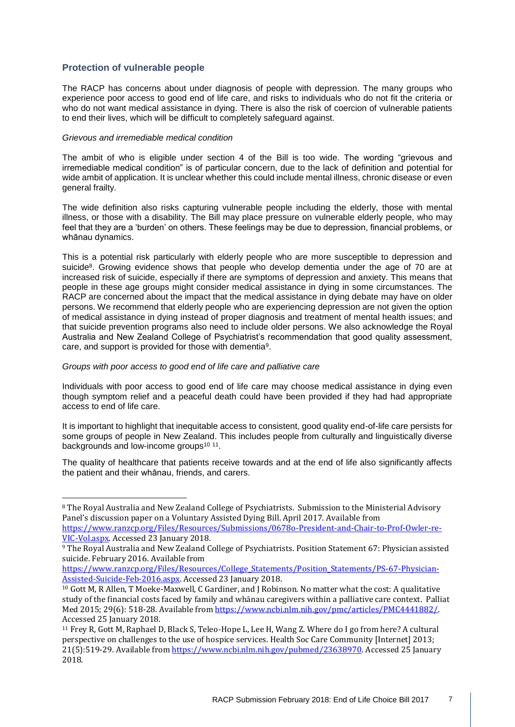## Protection of vulnerable people

The RACP has concerns about under diagnosis of people with depression. The many groups who experience poor access to good end of life care, and risks to individuals who do not fit the criteria or who do not want medical assistance in dying. There is also the risk of coercion of vulnerable patients to end their lives, which will be difficult to completely safeguard against.

*Grievous and irremediable medical condition*

The ambit of who is eligible under section 4 of the Bill is too wide. The wording "grievous and irremediable medical condition" is of particular concern, due to the lack of definition and potential for wide ambit of application. It is unclear whether this could include mental illness, chronic disease or even general frailty.

The wide definition also risks capturing vulnerable people including the elderly, those with mental illness, or those with a disability. The Bill may place pressure on vulnerable elderly people, who may feel that they are a 'burden' on others. These feelings may be due to depression, financial problems, or whānau dynamics.

This is a potential risk particularly with elderly people who are more susceptible to depression and suicide[8]. Growing evidence shows that people who develop dementia under the age of 70 are at increased risk of suicide, especially if there are symptoms of depression and anxiety. This means that people in these age groups might consider medical assistance in dying in some circumstances. The RACP are concerned about the impact that the medical assistance in dying debate may have on older persons. We recommend that elderly people who are experiencing depression are not given the option of medical assistance in dying instead of proper diagnosis and treatment of mental health issues; and that suicide prevention programs also need to include older persons. We also acknowledge the Royal Australia and New Zealand College of Psychiatrist's recommendation that good quality assessment, care, and support is provided for those with dementia[9].

*Groups with poor access to good end of life care and palliative care*

Individuals with poor access to good end of life care may choose medical assistance in dying even though symptom relief and a peaceful death could have been provided if they had had appropriate access to end of life care.

It is important to highlight that inequitable access to consistent, good quality end-of-life care persists for some groups of people in New Zealand. This includes people from culturally and linguistically diverse backgrounds and low-income groups[10] [11].

The quality of healthcare that patients receive towards and at the end of life also significantly affects the patient and their whānau, friends, and carers.

---

[8] The Royal Australia and New Zealand College of Psychiatrists. Submission to the Ministerial Advisory Panel's discussion paper on a Voluntary Assisted Dying Bill. April 2017. Available from https://www.ranzcp.org/Files/Resources/Submissions/0678o-President-and-Chair-to-Prof-Owler-re-VIC-Vol.aspx. Accessed 23 January 2018.

[9] The Royal Australia and New Zealand College of Psychiatrists. Position Statement 67: Physician assisted suicide. February 2016. Available from https://www.ranzcp.org/Files/Resources/College_Statements/Position_Statements/PS-67-Physician-Assisted-Suicide-Feb-2016.aspx. Accessed 23 January 2018.

[10] Gott M, R Allen, T Moeke-Maxwell, C Gardiner, and J Robinson. No matter what the cost: A qualitative study of the financial costs faced by family and whānau caregivers within a palliative care context. Palliat Med 2015; 29(6): 518-28. Available from https://www.ncbi.nlm.nih.gov/pmc/articles/PMC4441882/. Accessed 25 January 2018.

[11] Frey R, Gott M, Raphael D, Black S, Teleo-Hope L, Lee H, Wang Z. Where do I go from here? A cultural perspective on challenges to the use of hospice services. Health Soc Care Community [Internet] 2013; 21(5):519-29. Available from https://www.ncbi.nlm.nih.gov/pubmed/23638970. Accessed 25 January 2018.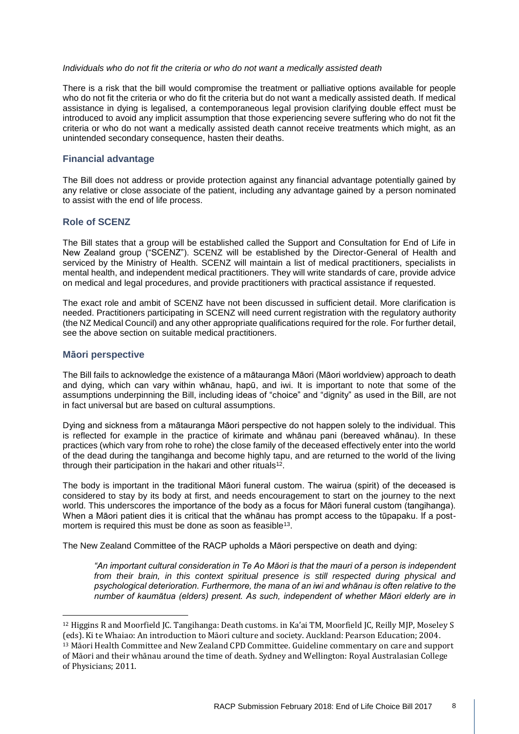*Individuals who do not fit the criteria or who do not want a medically assisted death*

There is a risk that the bill would compromise the treatment or palliative options available for people who do not fit the criteria or who do fit the criteria but do not want a medically assisted death. If medical assistance in dying is legalised, a contemporaneous legal provision clarifying double effect must be introduced to avoid any implicit assumption that those experiencing severe suffering who do not fit the criteria or who do not want a medically assisted death cannot receive treatments which might, as an unintended secondary consequence, hasten their deaths.

### Financial advantage

The Bill does not address or provide protection against any financial advantage potentially gained by any relative or close associate of the patient, including any advantage gained by a person nominated to assist with the end of life process.

### Role of SCENZ

The Bill states that a group will be established called the Support and Consultation for End of Life in New Zealand group ("SCENZ"). SCENZ will be established by the Director-General of Health and serviced by the Ministry of Health. SCENZ will maintain a list of medical practitioners, specialists in mental health, and independent medical practitioners. They will write standards of care, provide advice on medical and legal procedures, and provide practitioners with practical assistance if requested.

The exact role and ambit of SCENZ have not been discussed in sufficient detail. More clarification is needed. Practitioners participating in SCENZ will need current registration with the regulatory authority (the NZ Medical Council) and any other appropriate qualifications required for the role. For further detail, see the above section on suitable medical practitioners.

### Māori perspective

The Bill fails to acknowledge the existence of a mātauranga Māori (Māori worldview) approach to death and dying, which can vary within whānau, hapū, and iwi. It is important to note that some of the assumptions underpinning the Bill, including ideas of "choice" and "dignity" as used in the Bill, are not in fact universal but are based on cultural assumptions.

Dying and sickness from a mātauranga Māori perspective do not happen solely to the individual. This is reflected for example in the practice of kirimate and whānau pani (bereaved whānau). In these practices (which vary from rohe to rohe) the close family of the deceased effectively enter into the world of the dead during the tangihanga and become highly tapu, and are returned to the world of the living through their participation in the hakari and other rituals[12].

The body is important in the traditional Māori funeral custom. The wairua (spirit) of the deceased is considered to stay by its body at first, and needs encouragement to start on the journey to the next world. This underscores the importance of the body as a focus for Māori funeral custom (tangihanga). When a Māori patient dies it is critical that the whānau has prompt access to the tūpapaku. If a post-mortem is required this must be done as soon as feasible[13].

The New Zealand Committee of the RACP upholds a Māori perspective on death and dying:

> *"An important cultural consideration in Te Ao Māori is that the mauri of a person is independent from their brain, in this context spiritual presence is still respected during physical and psychological deterioration. Furthermore, the mana of an iwi and whānau is often relative to the number of kaumātua (elders) present. As such, independent of whether Māori elderly are in*

---

[12] Higgins R and Moorfield JC. Tangihanga: Death customs. in Ka'ai TM, Moorfield JC, Reilly MJP, Moseley S (eds). Ki te Whaiao: An introduction to Māori culture and society. Auckland: Pearson Education; 2004.

[13] Māori Health Committee and New Zealand CPD Committee. Guideline commentary on care and support of Māori and their whānau around the time of death. Sydney and Wellington: Royal Australasian College of Physicians; 2011.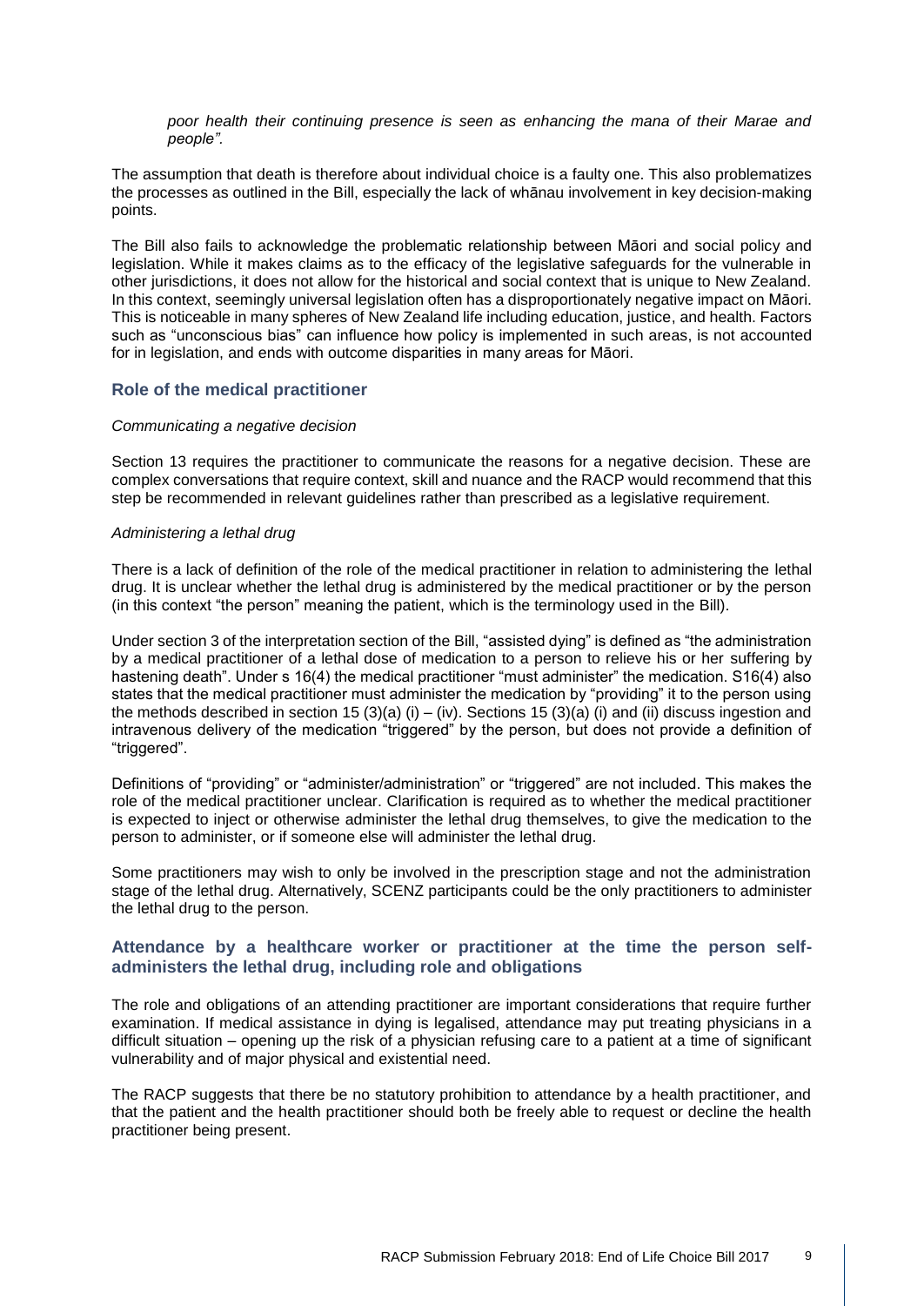*poor health their continuing presence is seen as enhancing the mana of their Marae and people".*

The assumption that death is therefore about individual choice is a faulty one. This also problematizes the processes as outlined in the Bill, especially the lack of whānau involvement in key decision-making points.

The Bill also fails to acknowledge the problematic relationship between Māori and social policy and legislation. While it makes claims as to the efficacy of the legislative safeguards for the vulnerable in other jurisdictions, it does not allow for the historical and social context that is unique to New Zealand. In this context, seemingly universal legislation often has a disproportionately negative impact on Māori. This is noticeable in many spheres of New Zealand life including education, justice, and health. Factors such as "unconscious bias" can influence how policy is implemented in such areas, is not accounted for in legislation, and ends with outcome disparities in many areas for Māori.

### Role of the medical practitioner

*Communicating a negative decision*

Section 13 requires the practitioner to communicate the reasons for a negative decision. These are complex conversations that require context, skill and nuance and the RACP would recommend that this step be recommended in relevant guidelines rather than prescribed as a legislative requirement.

*Administering a lethal drug*

There is a lack of definition of the role of the medical practitioner in relation to administering the lethal drug. It is unclear whether the lethal drug is administered by the medical practitioner or by the person (in this context "the person" meaning the patient, which is the terminology used in the Bill).

Under section 3 of the interpretation section of the Bill, "assisted dying" is defined as "the administration by a medical practitioner of a lethal dose of medication to a person to relieve his or her suffering by hastening death". Under s 16(4) the medical practitioner "must administer" the medication. S16(4) also states that the medical practitioner must administer the medication by "providing" it to the person using the methods described in section 15 (3)(a) (i) – (iv). Sections 15 (3)(a) (i) and (ii) discuss ingestion and intravenous delivery of the medication "triggered" by the person, but does not provide a definition of "triggered".

Definitions of "providing" or "administer/administration" or "triggered" are not included. This makes the role of the medical practitioner unclear. Clarification is required as to whether the medical practitioner is expected to inject or otherwise administer the lethal drug themselves, to give the medication to the person to administer, or if someone else will administer the lethal drug.

Some practitioners may wish to only be involved in the prescription stage and not the administration stage of the lethal drug. Alternatively, SCENZ participants could be the only practitioners to administer the lethal drug to the person.

### Attendance by a healthcare worker or practitioner at the time the person self-administers the lethal drug, including role and obligations

The role and obligations of an attending practitioner are important considerations that require further examination. If medical assistance in dying is legalised, attendance may put treating physicians in a difficult situation – opening up the risk of a physician refusing care to a patient at a time of significant vulnerability and of major physical and existential need.

The RACP suggests that there be no statutory prohibition to attendance by a health practitioner, and that the patient and the health practitioner should both be freely able to request or decline the health practitioner being present.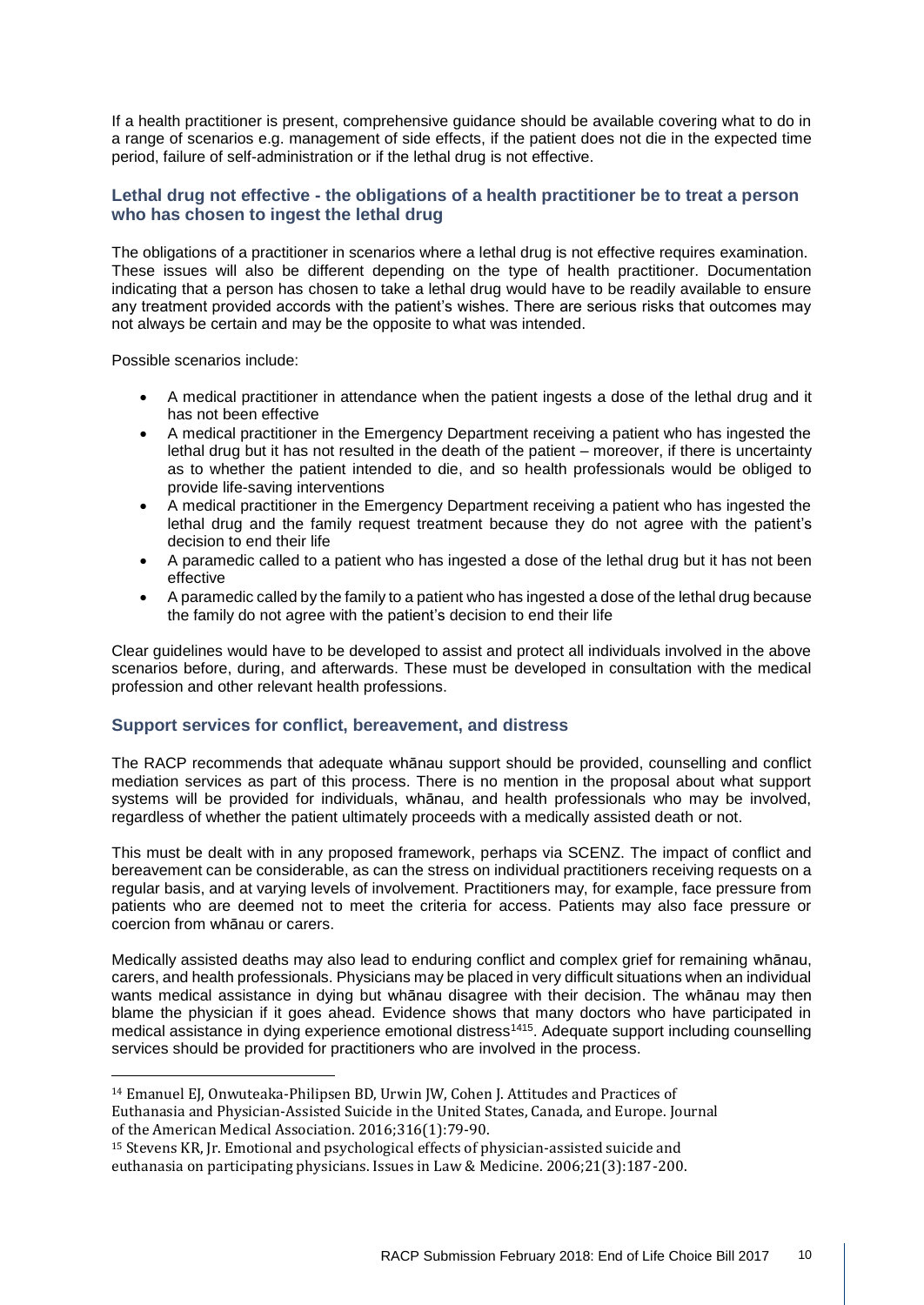If a health practitioner is present, comprehensive guidance should be available covering what to do in a range of scenarios e.g. management of side effects, if the patient does not die in the expected time period, failure of self-administration or if the lethal drug is not effective.

### Lethal drug not effective - the obligations of a health practitioner be to treat a person who has chosen to ingest the lethal drug

The obligations of a practitioner in scenarios where a lethal drug is not effective requires examination. These issues will also be different depending on the type of health practitioner. Documentation indicating that a person has chosen to take a lethal drug would have to be readily available to ensure any treatment provided accords with the patient's wishes. There are serious risks that outcomes may not always be certain and may be the opposite to what was intended.

Possible scenarios include:

- A medical practitioner in attendance when the patient ingests a dose of the lethal drug and it has not been effective
- A medical practitioner in the Emergency Department receiving a patient who has ingested the lethal drug but it has not resulted in the death of the patient – moreover, if there is uncertainty as to whether the patient intended to die, and so health professionals would be obliged to provide life-saving interventions
- A medical practitioner in the Emergency Department receiving a patient who has ingested the lethal drug and the family request treatment because they do not agree with the patient's decision to end their life
- A paramedic called to a patient who has ingested a dose of the lethal drug but it has not been effective
- A paramedic called by the family to a patient who has ingested a dose of the lethal drug because the family do not agree with the patient's decision to end their life

Clear guidelines would have to be developed to assist and protect all individuals involved in the above scenarios before, during, and afterwards. These must be developed in consultation with the medical profession and other relevant health professions.

### Support services for conflict, bereavement, and distress

The RACP recommends that adequate whānau support should be provided, counselling and conflict mediation services as part of this process. There is no mention in the proposal about what support systems will be provided for individuals, whānau, and health professionals who may be involved, regardless of whether the patient ultimately proceeds with a medically assisted death or not.

This must be dealt with in any proposed framework, perhaps via SCENZ. The impact of conflict and bereavement can be considerable, as can the stress on individual practitioners receiving requests on a regular basis, and at varying levels of involvement. Practitioners may, for example, face pressure from patients who are deemed not to meet the criteria for access. Patients may also face pressure or coercion from whānau or carers.

Medically assisted deaths may also lead to enduring conflict and complex grief for remaining whānau, carers, and health professionals. Physicians may be placed in very difficult situations when an individual wants medical assistance in dying but whānau disagree with their decision. The whānau may then blame the physician if it goes ahead. Evidence shows that many doctors who have participated in medical assistance in dying experience emotional distress[14][15]. Adequate support including counselling services should be provided for practitioners who are involved in the process.

---

[14] Emanuel EJ, Onwuteaka-Philipsen BD, Urwin JW, Cohen J. Attitudes and Practices of Euthanasia and Physician-Assisted Suicide in the United States, Canada, and Europe. Journal of the American Medical Association. 2016;316(1):79-90.

[15] Stevens KR, Jr. Emotional and psychological effects of physician-assisted suicide and euthanasia on participating physicians. Issues in Law & Medicine. 2006;21(3):187-200.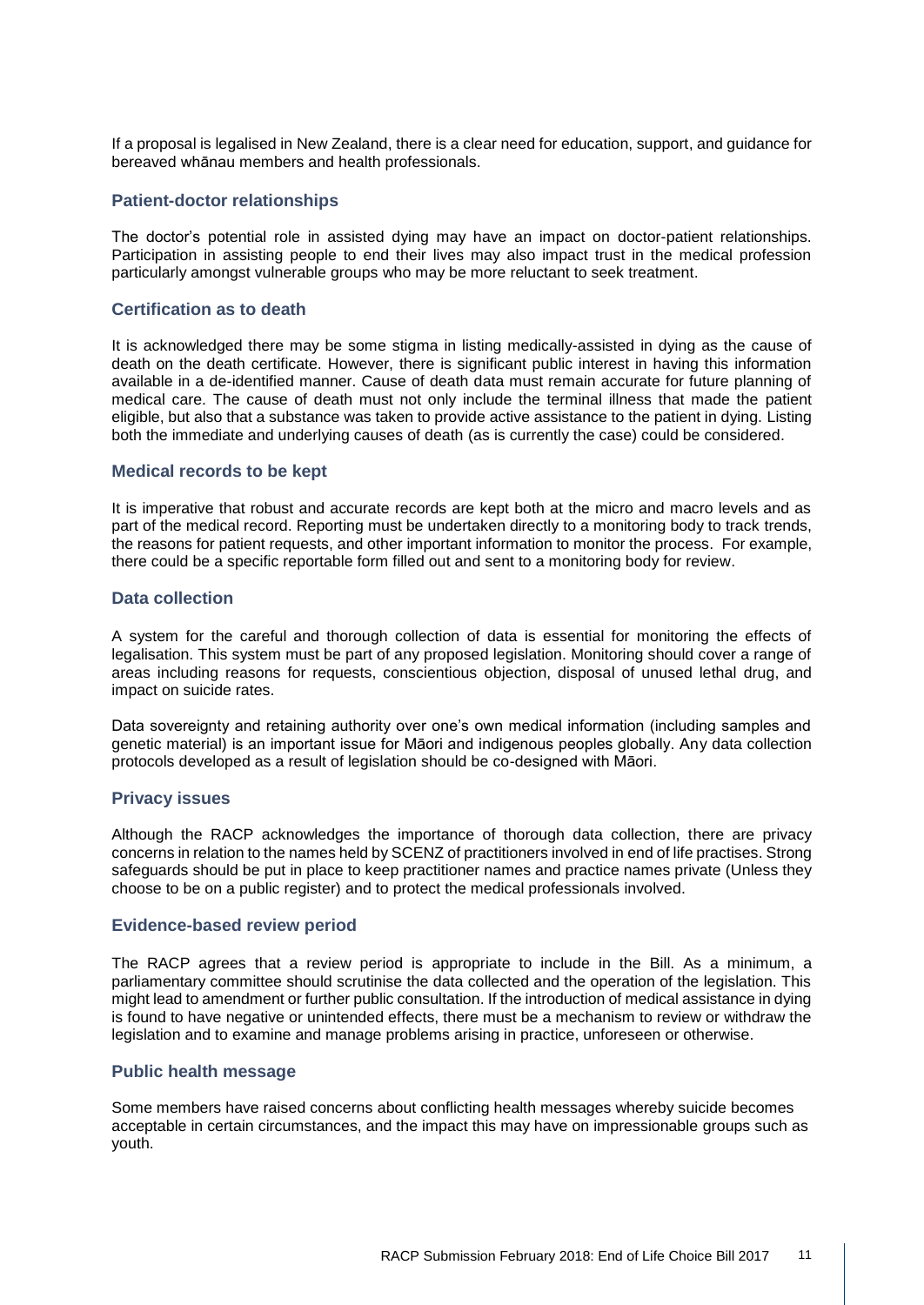If a proposal is legalised in New Zealand, there is a clear need for education, support, and guidance for bereaved whānau members and health professionals.

### Patient-doctor relationships

The doctor's potential role in assisted dying may have an impact on doctor-patient relationships. Participation in assisting people to end their lives may also impact trust in the medical profession particularly amongst vulnerable groups who may be more reluctant to seek treatment.

### Certification as to death

It is acknowledged there may be some stigma in listing medically-assisted in dying as the cause of death on the death certificate. However, there is significant public interest in having this information available in a de-identified manner. Cause of death data must remain accurate for future planning of medical care. The cause of death must not only include the terminal illness that made the patient eligible, but also that a substance was taken to provide active assistance to the patient in dying. Listing both the immediate and underlying causes of death (as is currently the case) could be considered.

### Medical records to be kept

It is imperative that robust and accurate records are kept both at the micro and macro levels and as part of the medical record. Reporting must be undertaken directly to a monitoring body to track trends, the reasons for patient requests, and other important information to monitor the process. For example, there could be a specific reportable form filled out and sent to a monitoring body for review.

### Data collection

A system for the careful and thorough collection of data is essential for monitoring the effects of legalisation. This system must be part of any proposed legislation. Monitoring should cover a range of areas including reasons for requests, conscientious objection, disposal of unused lethal drug, and impact on suicide rates.

Data sovereignty and retaining authority over one's own medical information (including samples and genetic material) is an important issue for Māori and indigenous peoples globally. Any data collection protocols developed as a result of legislation should be co-designed with Māori.

### Privacy issues

Although the RACP acknowledges the importance of thorough data collection, there are privacy concerns in relation to the names held by SCENZ of practitioners involved in end of life practises. Strong safeguards should be put in place to keep practitioner names and practice names private (Unless they choose to be on a public register) and to protect the medical professionals involved.

### Evidence-based review period

The RACP agrees that a review period is appropriate to include in the Bill. As a minimum, a parliamentary committee should scrutinise the data collected and the operation of the legislation. This might lead to amendment or further public consultation. If the introduction of medical assistance in dying is found to have negative or unintended effects, there must be a mechanism to review or withdraw the legislation and to examine and manage problems arising in practice, unforeseen or otherwise.

### Public health message

Some members have raised concerns about conflicting health messages whereby suicide becomes acceptable in certain circumstances, and the impact this may have on impressionable groups such as youth.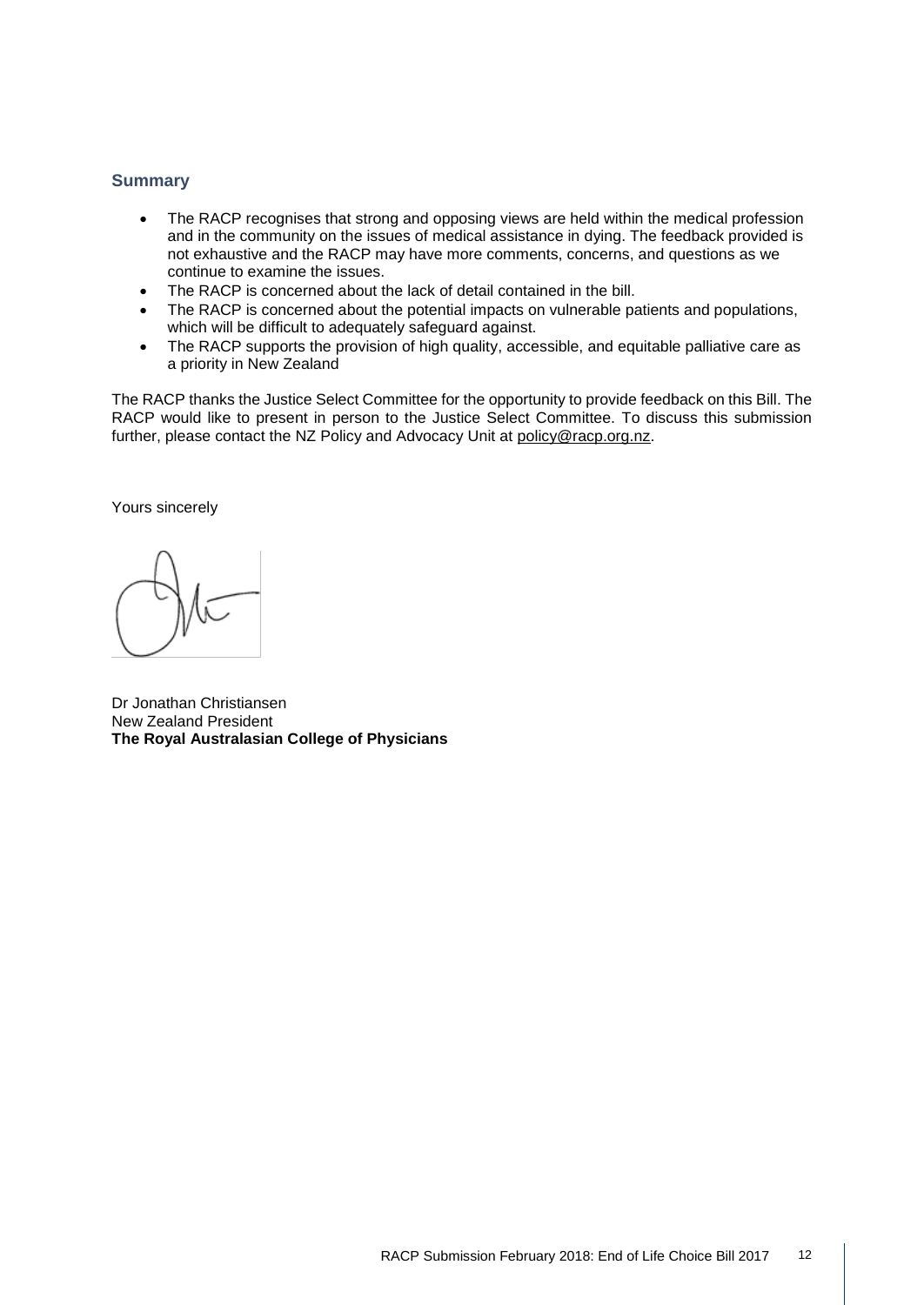## Summary

- The RACP recognises that strong and opposing views are held within the medical profession and in the community on the issues of medical assistance in dying. The feedback provided is not exhaustive and the RACP may have more comments, concerns, and questions as we continue to examine the issues.
- The RACP is concerned about the lack of detail contained in the bill.
- The RACP is concerned about the potential impacts on vulnerable patients and populations, which will be difficult to adequately safeguard against.
- The RACP supports the provision of high quality, accessible, and equitable palliative care as a priority in New Zealand

The RACP thanks the Justice Select Committee for the opportunity to provide feedback on this Bill. The RACP would like to present in person to the Justice Select Committee. To discuss this submission further, please contact the NZ Policy and Advocacy Unit at policy@racp.org.nz.

Yours sincerely

Dr Jonathan Christiansen
New Zealand President
**The Royal Australasian College of Physicians**